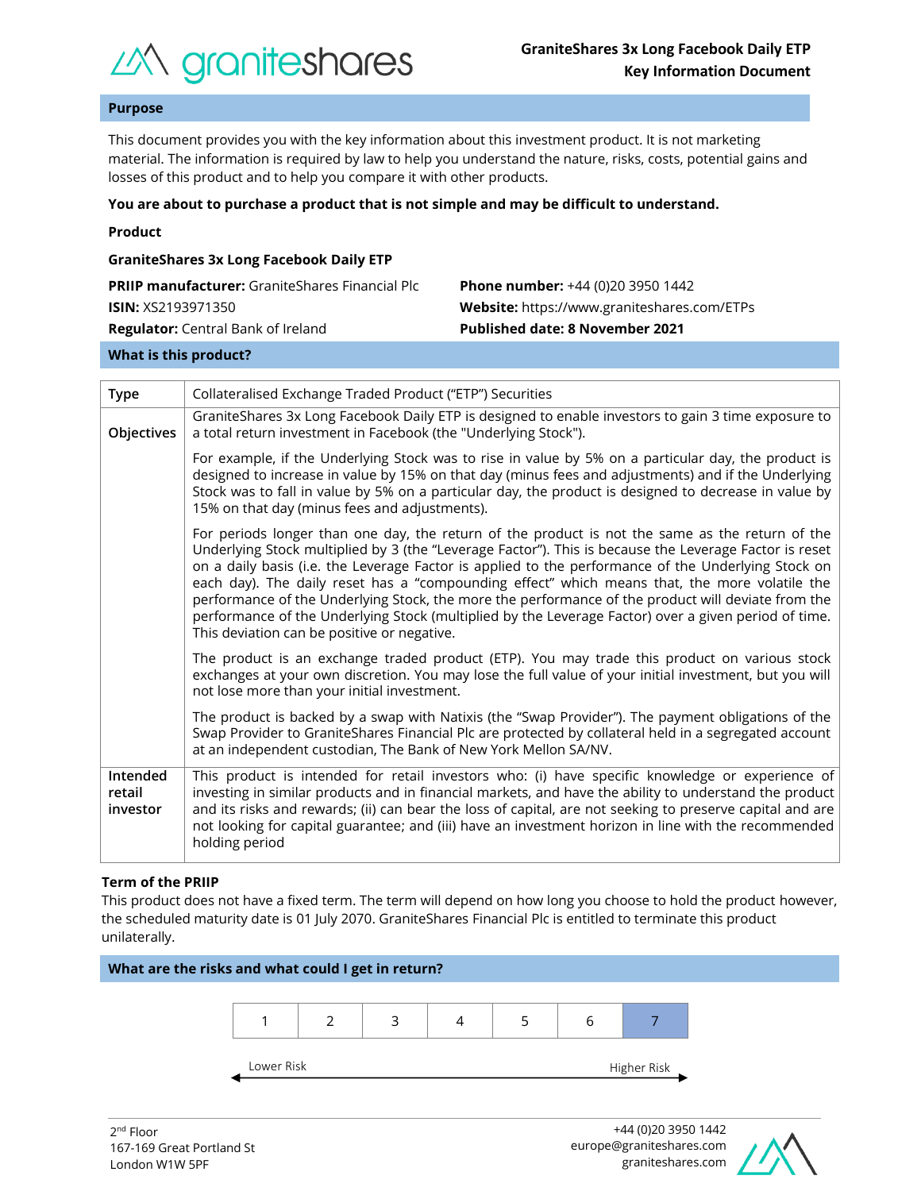# GraniteShares 3x Long Facebook Daily ETP
## Key Information Document

## Purpose

This document provides you with the key information about this investment product. It is not marketing material. The information is required by law to help you understand the nature, risks, costs, potential gains and losses of this product and to help you compare it with other products.

**You are about to purchase a product that is not simple and may be difficult to understand.**

**Product**

**GraniteShares 3x Long Facebook Daily ETP**

**PRIIP manufacturer:** GraniteShares Financial Plc
**ISIN:** XS2193971350
**Regulator:** Central Bank of Ireland

**Phone number:** +44 (0)20 3950 1442
**Website:** https://www.graniteshares.com/ETPs
**Published date: 8 November 2021**

## What is this product?

| | |
|---|---|
| **Type** | Collateralised Exchange Traded Product ("ETP") Securities |
| **Objectives** | GraniteShares 3x Long Facebook Daily ETP is designed to enable investors to gain 3 time exposure to a total return investment in Facebook (the "Underlying Stock").<br><br>For example, if the Underlying Stock was to rise in value by 5% on a particular day, the product is designed to increase in value by 15% on that day (minus fees and adjustments) and if the Underlying Stock was to fall in value by 5% on a particular day, the product is designed to decrease in value by 15% on that day (minus fees and adjustments).<br><br>For periods longer than one day, the return of the product is not the same as the return of the Underlying Stock multiplied by 3 (the "Leverage Factor"). This is because the Leverage Factor is reset on a daily basis (i.e. the Leverage Factor is applied to the performance of the Underlying Stock on each day). The daily reset has a "compounding effect" which means that, the more volatile the performance of the Underlying Stock, the more the performance of the product will deviate from the performance of the Underlying Stock (multiplied by the Leverage Factor) over a given period of time. This deviation can be positive or negative.<br><br>The product is an exchange traded product (ETP). You may trade this product on various stock exchanges at your own discretion. You may lose the full value of your initial investment, but you will not lose more than your initial investment.<br><br>The product is backed by a swap with Natixis (the "Swap Provider"). The payment obligations of the Swap Provider to GraniteShares Financial Plc are protected by collateral held in a segregated account at an independent custodian, The Bank of New York Mellon SA/NV. |
| **Intended retail investor** | This product is intended for retail investors who: (i) have specific knowledge or experience of investing in similar products and in financial markets, and have the ability to understand the product and its risks and rewards; (ii) can bear the loss of capital, are not seeking to preserve capital and are not looking for capital guarantee; and (iii) have an investment horizon in line with the recommended holding period |

**Term of the PRIIP**

This product does not have a fixed term. The term will depend on how long you choose to hold the product however, the scheduled maturity date is 01 July 2070. GraniteShares Financial Plc is entitled to terminate this product unilaterally.

## What are the risks and what could I get in return?

| 1 | 2 | 3 | 4 | 5 | 6 | **7** |
|---|---|---|---|---|---|---|

Lower Risk ← → Higher Risk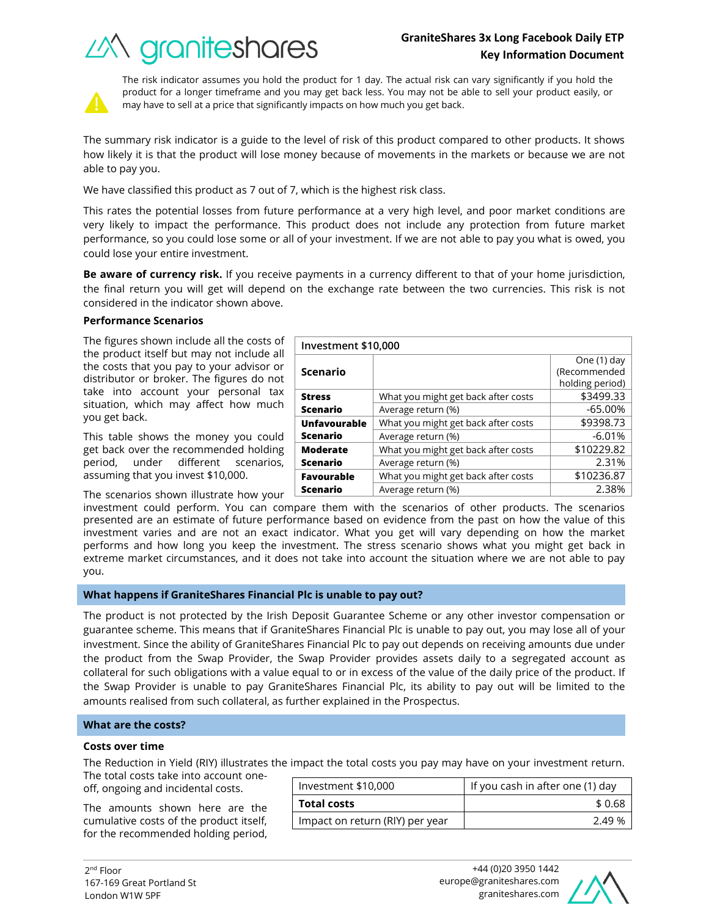The risk indicator assumes you hold the product for 1 day. The actual risk can vary significantly if you hold the product for a longer timeframe and you may get back less. You may not be able to sell your product easily, or may have to sell at a price that significantly impacts on how much you get back.

The summary risk indicator is a guide to the level of risk of this product compared to other products. It shows how likely it is that the product will lose money because of movements in the markets or because we are not able to pay you.

We have classified this product as 7 out of 7, which is the highest risk class.

This rates the potential losses from future performance at a very high level, and poor market conditions are very likely to impact the performance. This product does not include any protection from future market performance, so you could lose some or all of your investment. If we are not able to pay you what is owed, you could lose your entire investment.

**Be aware of currency risk.** If you receive payments in a currency different to that of your home jurisdiction, the final return you will get will depend on the exchange rate between the two currencies. This risk is not considered in the indicator shown above.

**Performance Scenarios**

The figures shown include all the costs of the product itself but may not include all the costs that you pay to your advisor or distributor or broker. The figures do not take into account your personal tax situation, which may affect how much you get back.

This table shows the money you could get back over the recommended holding period, under different scenarios, assuming that you invest $10,000.

| Investment $10,000 | | |
|---|---|---|
| **Scenario** | | One (1) day (Recommended holding period) |
| **Stress Scenario** | What you might get back after costs | $3499.33 |
| | Average return (%) | -65.00% |
| **Unfavourable Scenario** | What you might get back after costs | $9398.73 |
| | Average return (%) | -6.01% |
| **Moderate Scenario** | What you might get back after costs | $10229.82 |
| | Average return (%) | 2.31% |
| **Favourable Scenario** | What you might get back after costs | $10236.87 |
| | Average return (%) | 2.38% |

The scenarios shown illustrate how your investment could perform. You can compare them with the scenarios of other products. The scenarios presented are an estimate of future performance based on evidence from the past on how the value of this investment varies and are not an exact indicator. What you get will vary depending on how the market performs and how long you keep the investment. The stress scenario shows what you might get back in extreme market circumstances, and it does not take into account the situation where we are not able to pay you.

## What happens if GraniteShares Financial Plc is unable to pay out?

The product is not protected by the Irish Deposit Guarantee Scheme or any other investor compensation or guarantee scheme. This means that if GraniteShares Financial Plc is unable to pay out, you may lose all of your investment. Since the ability of GraniteShares Financial Plc to pay out depends on receiving amounts due under the product from the Swap Provider, the Swap Provider provides assets daily to a segregated account as collateral for such obligations with a value equal to or in excess of the value of the daily price of the product. If the Swap Provider is unable to pay GraniteShares Financial Plc, its ability to pay out will be limited to the amounts realised from such collateral, as further explained in the Prospectus.

## What are the costs?

**Costs over time**

The Reduction in Yield (RIY) illustrates the impact the total costs you pay may have on your investment return. The total costs take into account one-off, ongoing and incidental costs.

The amounts shown here are the cumulative costs of the product itself, for the recommended holding period,

| Investment $10,000 | If you cash in after one (1) day |
|---|---|
| **Total costs** | $ 0.68 |
| Impact on return (RIY) per year | 2.49 % |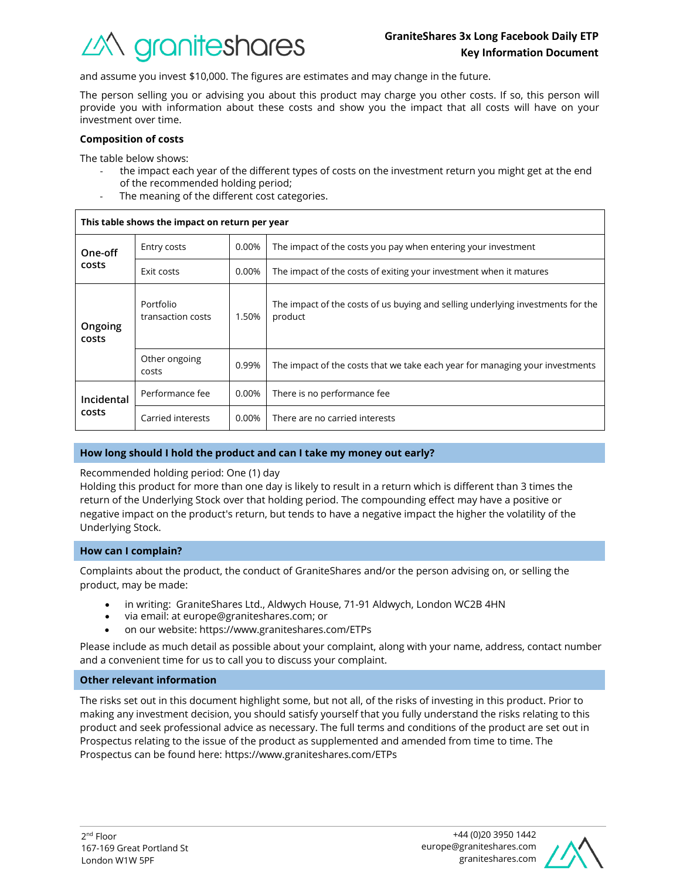and assume you invest $10,000. The figures are estimates and may change in the future.

The person selling you or advising you about this product may charge you other costs. If so, this person will provide you with information about these costs and show you the impact that all costs will have on your investment over time.

**Composition of costs**

The table below shows:

- the impact each year of the different types of costs on the investment return you might get at the end of the recommended holding period;
- The meaning of the different cost categories.

| This table shows the impact on return per year | | | |
|---|---|---|---|
| One-off costs | Entry costs | 0.00% | The impact of the costs you pay when entering your investment |
| | Exit costs | 0.00% | The impact of the costs of exiting your investment when it matures |
| Ongoing costs | Portfolio transaction costs | 1.50% | The impact of the costs of us buying and selling underlying investments for the product |
| | Other ongoing costs | 0.99% | The impact of the costs that we take each year for managing your investments |
| Incidental costs | Performance fee | 0.00% | There is no performance fee |
| | Carried interests | 0.00% | There are no carried interests |

## How long should I hold the product and can I take my money out early?

Recommended holding period: One (1) day
Holding this product for more than one day is likely to result in a return which is different than 3 times the return of the Underlying Stock over that holding period. The compounding effect may have a positive or negative impact on the product's return, but tends to have a negative impact the higher the volatility of the Underlying Stock.

## How can I complain?

Complaints about the product, the conduct of GraniteShares and/or the person advising on, or selling the product, may be made:

- in writing: GraniteShares Ltd., Aldwych House, 71-91 Aldwych, London WC2B 4HN
- via email: at europe@graniteshares.com; or
- on our website: https://www.graniteshares.com/ETPs

Please include as much detail as possible about your complaint, along with your name, address, contact number and a convenient time for us to call you to discuss your complaint.

## Other relevant information

The risks set out in this document highlight some, but not all, of the risks of investing in this product. Prior to making any investment decision, you should satisfy yourself that you fully understand the risks relating to this product and seek professional advice as necessary. The full terms and conditions of the product are set out in Prospectus relating to the issue of the product as supplemented and amended from time to time. The Prospectus can be found here: https://www.graniteshares.com/ETPs